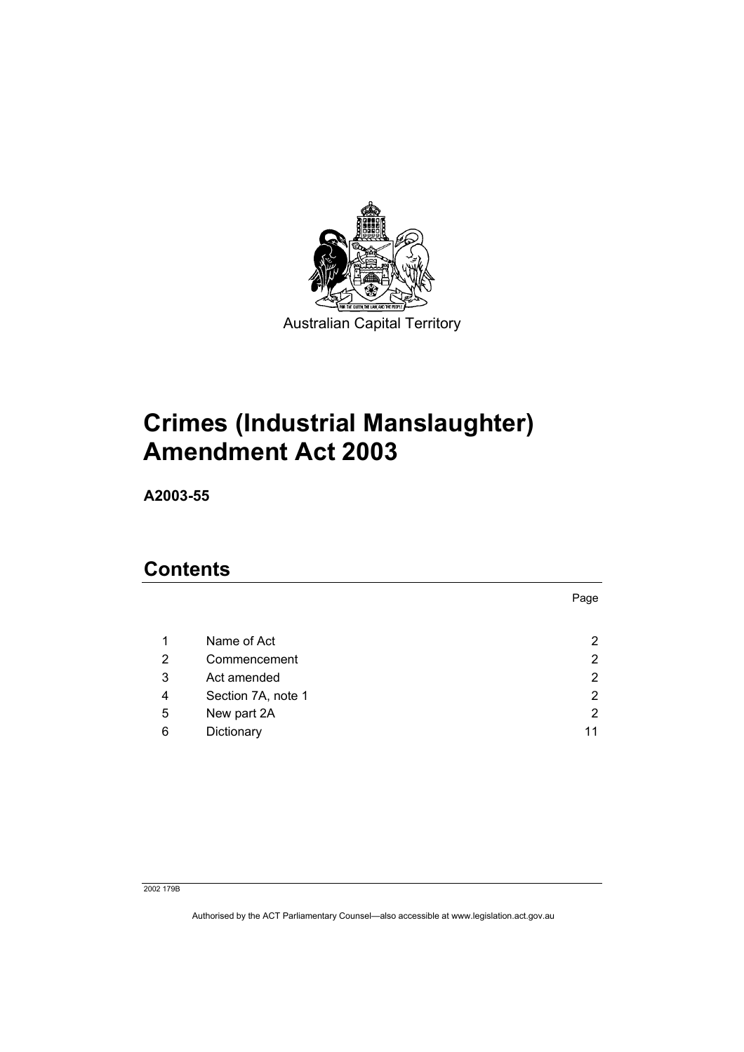Australian Capital Territory

# Crimes (Industrial Manslaughter) Amendment Act 2003

**A2003-55**

## Contents

| | | Page |
|---|---|---|
| 1 | Name of Act | 2 |
| 2 | Commencement | 2 |
| 3 | Act amended | 2 |
| 4 | Section 7A, note 1 | 2 |
| 5 | New part 2A | 2 |
| 6 | Dictionary | 11 |

2002 179B

Authorised by the ACT Parliamentary Counsel—also accessible at www.legislation.act.gov.au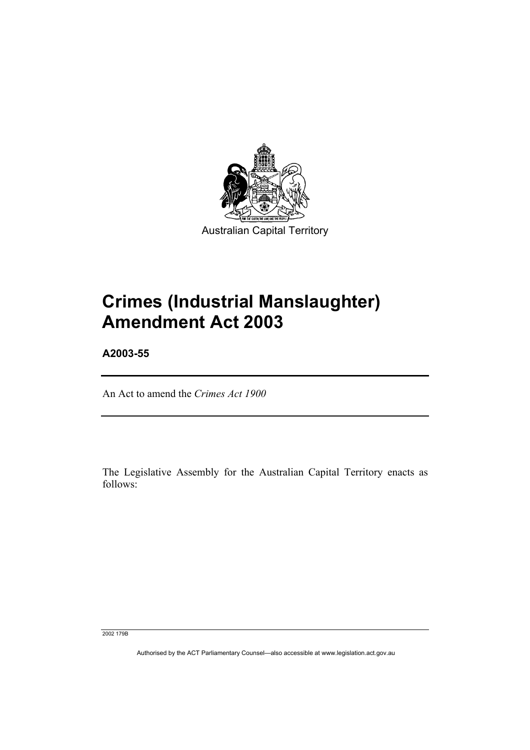Australian Capital Territory

# Crimes (Industrial Manslaughter) Amendment Act 2003

**A2003-55**

An Act to amend the *Crimes Act 1900*

The Legislative Assembly for the Australian Capital Territory enacts as follows:

2002 179B

Authorised by the ACT Parliamentary Counsel—also accessible at www.legislation.act.gov.au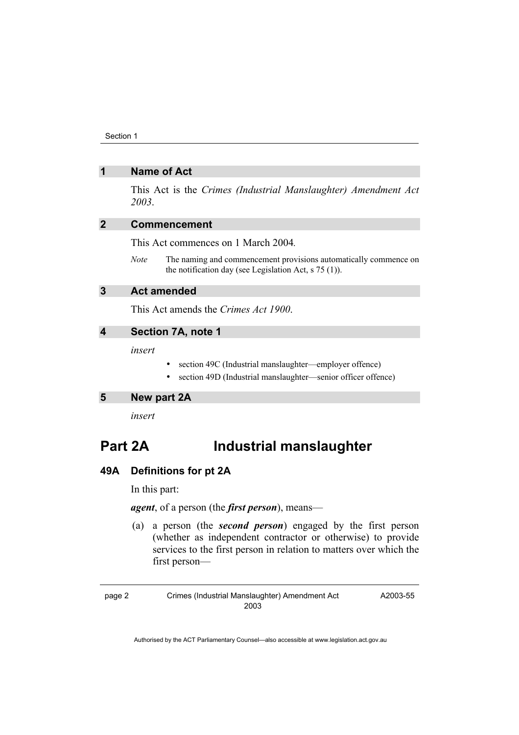## 1 Name of Act

This Act is the *Crimes (Industrial Manslaughter) Amendment Act 2003*.

## 2 Commencement

This Act commences on 1 March 2004.

*Note* The naming and commencement provisions automatically commence on the notification day (see Legislation Act, s 75 (1)).

## 3 Act amended

This Act amends the *Crimes Act 1900*.

## 4 Section 7A, note 1

*insert*

- section 49C (Industrial manslaughter—employer offence)
- section 49D (Industrial manslaughter—senior officer offence)

## 5 New part 2A

*insert*

# Part 2A Industrial manslaughter

### 49A Definitions for pt 2A

In this part:

***agent***, of a person (the ***first person***), means—

(a) a person (the ***second person***) engaged by the first person (whether as independent contractor or otherwise) to provide services to the first person in relation to matters over which the first person—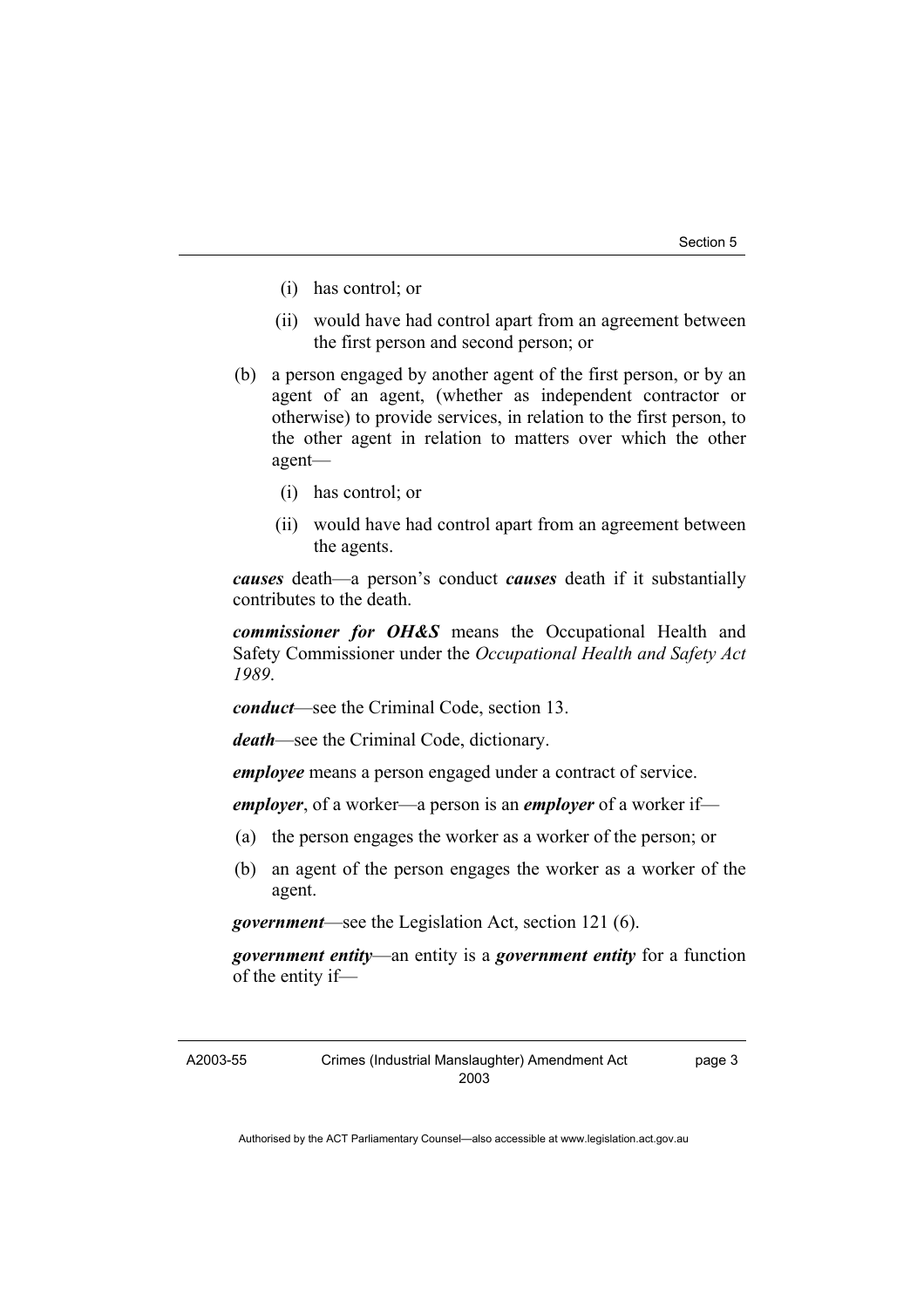(i) has control; or

(ii) would have had control apart from an agreement between the first person and second person; or

(b) a person engaged by another agent of the first person, or by an agent of an agent, (whether as independent contractor or otherwise) to provide services, in relation to the first person, to the other agent in relation to matters over which the other agent—

(i) has control; or

(ii) would have had control apart from an agreement between the agents.

***causes*** death—a person's conduct ***causes*** death if it substantially contributes to the death.

***commissioner for OH&S*** means the Occupational Health and Safety Commissioner under the *Occupational Health and Safety Act 1989*.

***conduct***—see the Criminal Code, section 13.

***death***—see the Criminal Code, dictionary.

***employee*** means a person engaged under a contract of service.

***employer***, of a worker—a person is an ***employer*** of a worker if—

(a) the person engages the worker as a worker of the person; or

(b) an agent of the person engages the worker as a worker of the agent.

***government***—see the Legislation Act, section 121 (6).

***government entity***—an entity is a ***government entity*** for a function of the entity if—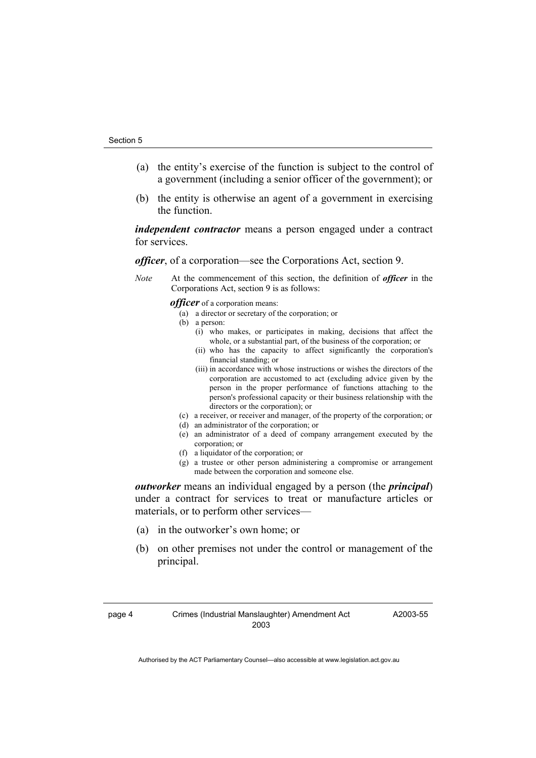(a) the entity's exercise of the function is subject to the control of a government (including a senior officer of the government); or

(b) the entity is otherwise an agent of a government in exercising the function.

***independent contractor*** means a person engaged under a contract for services.

***officer***, of a corporation—see the Corporations Act, section 9.

*Note* At the commencement of this section, the definition of ***officer*** in the Corporations Act, section 9 is as follows:

> ***officer*** of a corporation means:
>
> (a) a director or secretary of the corporation; or
>
> (b) a person:
>
> (i) who makes, or participates in making, decisions that affect the whole, or a substantial part, of the business of the corporation; or
>
> (ii) who has the capacity to affect significantly the corporation's financial standing; or
>
> (iii) in accordance with whose instructions or wishes the directors of the corporation are accustomed to act (excluding advice given by the person in the proper performance of functions attaching to the person's professional capacity or their business relationship with the directors or the corporation); or
>
> (c) a receiver, or receiver and manager, of the property of the corporation; or
>
> (d) an administrator of the corporation; or
>
> (e) an administrator of a deed of company arrangement executed by the corporation; or
>
> (f) a liquidator of the corporation; or
>
> (g) a trustee or other person administering a compromise or arrangement made between the corporation and someone else.

***outworker*** means an individual engaged by a person (the ***principal***) under a contract for services to treat or manufacture articles or materials, or to perform other services—

(a) in the outworker's own home; or

(b) on other premises not under the control or management of the principal.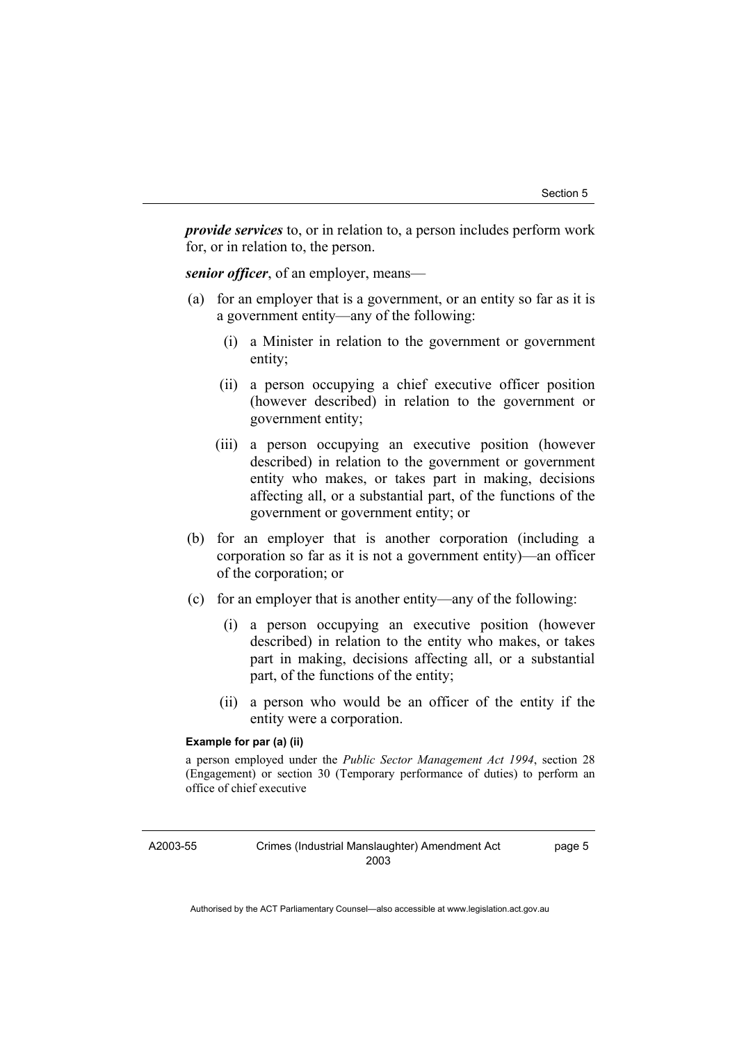***provide services*** to, or in relation to, a person includes perform work for, or in relation to, the person.

***senior officer***, of an employer, means—

(a) for an employer that is a government, or an entity so far as it is a government entity—any of the following:

  (i) a Minister in relation to the government or government entity;

  (ii) a person occupying a chief executive officer position (however described) in relation to the government or government entity;

  (iii) a person occupying an executive position (however described) in relation to the government or government entity who makes, or takes part in making, decisions affecting all, or a substantial part, of the functions of the government or government entity; or

(b) for an employer that is another corporation (including a corporation so far as it is not a government entity)—an officer of the corporation; or

(c) for an employer that is another entity—any of the following:

  (i) a person occupying an executive position (however described) in relation to the entity who makes, or takes part in making, decisions affecting all, or a substantial part, of the functions of the entity;

  (ii) a person who would be an officer of the entity if the entity were a corporation.

**Example for par (a) (ii)**

a person employed under the *Public Sector Management Act 1994*, section 28 (Engagement) or section 30 (Temporary performance of duties) to perform an office of chief executive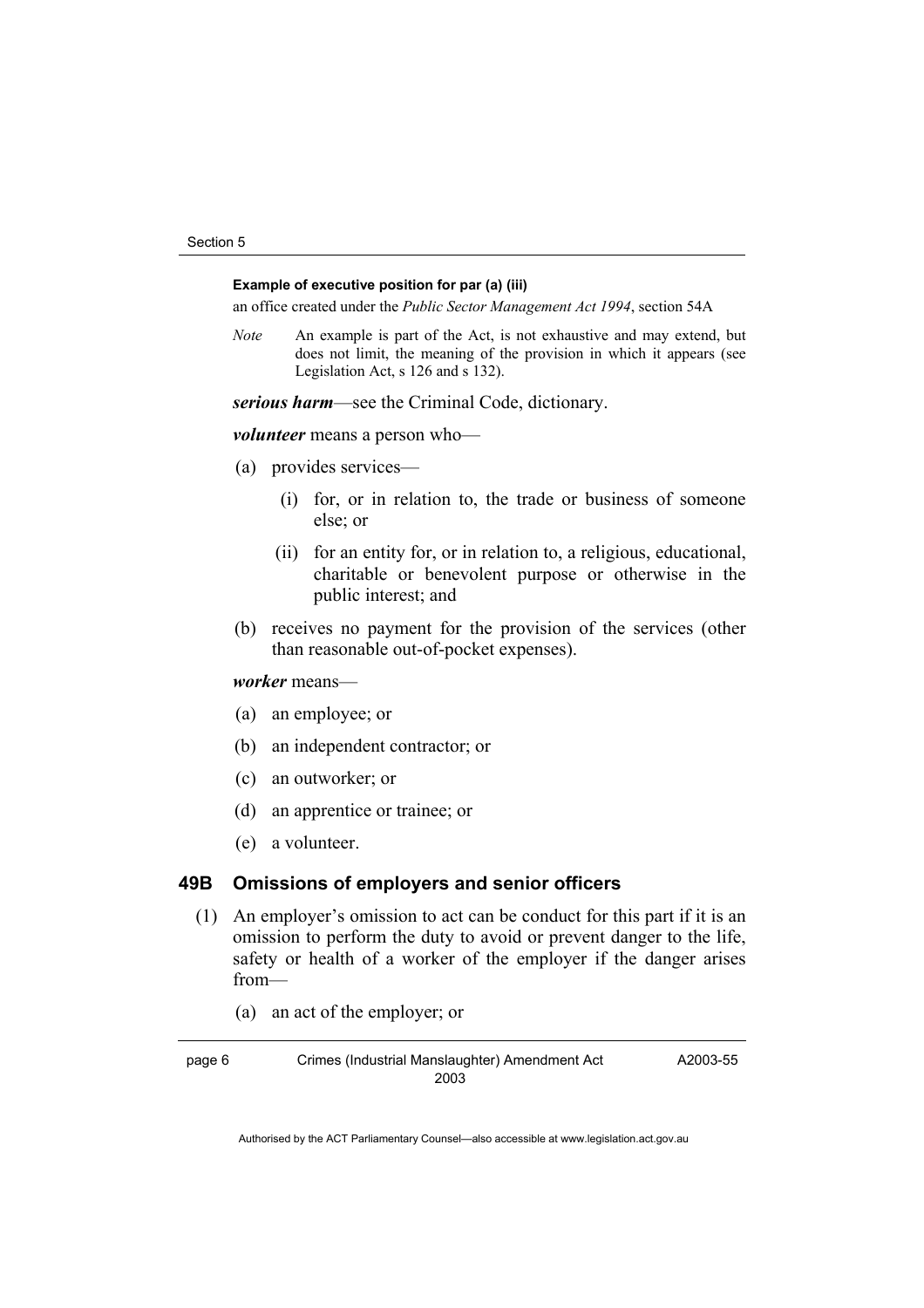**Example of executive position for par (a) (iii)**

an office created under the *Public Sector Management Act 1994*, section 54A

*Note* An example is part of the Act, is not exhaustive and may extend, but does not limit, the meaning of the provision in which it appears (see Legislation Act, s 126 and s 132).

***serious harm***—see the Criminal Code, dictionary.

***volunteer*** means a person who—

(a) provides services—

(i) for, or in relation to, the trade or business of someone else; or

(ii) for an entity for, or in relation to, a religious, educational, charitable or benevolent purpose or otherwise in the public interest; and

(b) receives no payment for the provision of the services (other than reasonable out-of-pocket expenses).

***worker*** means—

(a) an employee; or

(b) an independent contractor; or

(c) an outworker; or

(d) an apprentice or trainee; or

(e) a volunteer.

## 49B Omissions of employers and senior officers

(1) An employer's omission to act can be conduct for this part if it is an omission to perform the duty to avoid or prevent danger to the life, safety or health of a worker of the employer if the danger arises from—

(a) an act of the employer; or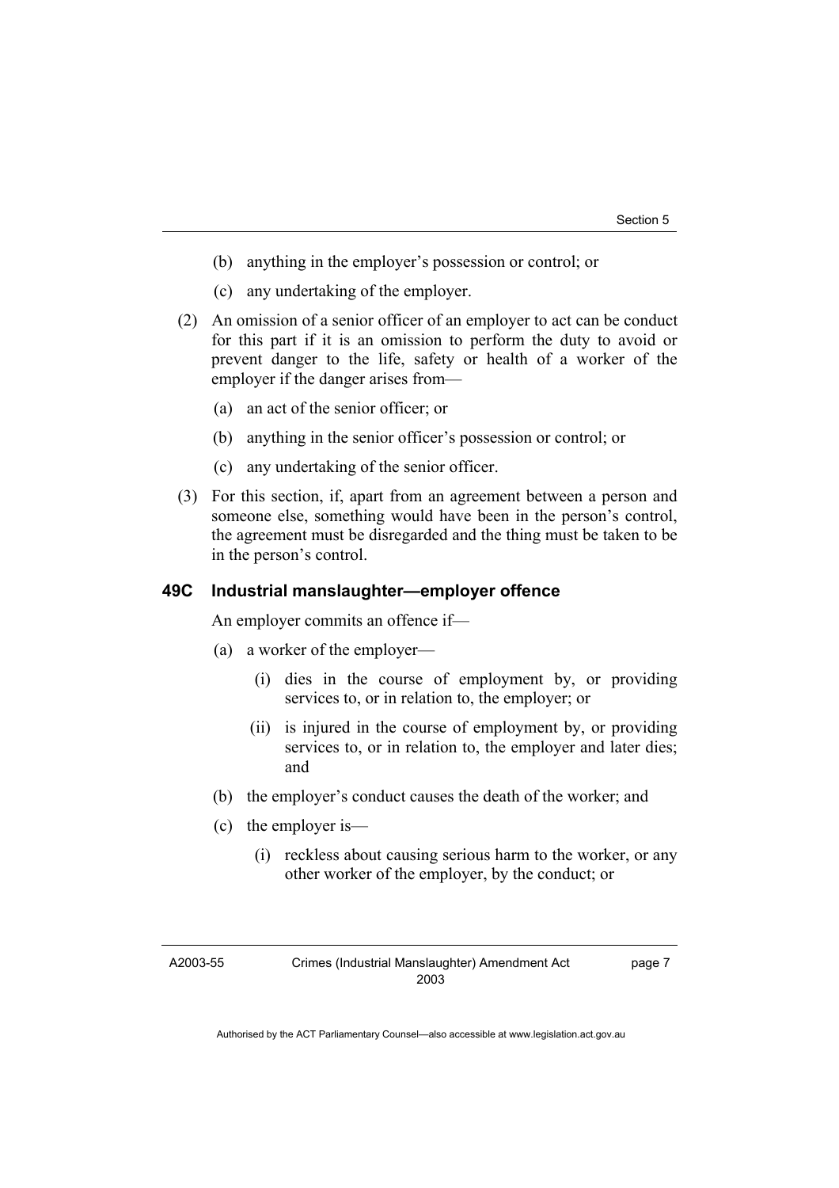(b) anything in the employer's possession or control; or

(c) any undertaking of the employer.

(2) An omission of a senior officer of an employer to act can be conduct for this part if it is an omission to perform the duty to avoid or prevent danger to the life, safety or health of a worker of the employer if the danger arises from—

(a) an act of the senior officer; or

(b) anything in the senior officer's possession or control; or

(c) any undertaking of the senior officer.

(3) For this section, if, apart from an agreement between a person and someone else, something would have been in the person's control, the agreement must be disregarded and the thing must be taken to be in the person's control.

### 49C Industrial manslaughter—employer offence

An employer commits an offence if—

(a) a worker of the employer—

(i) dies in the course of employment by, or providing services to, or in relation to, the employer; or

(ii) is injured in the course of employment by, or providing services to, or in relation to, the employer and later dies; and

(b) the employer's conduct causes the death of the worker; and

(c) the employer is—

(i) reckless about causing serious harm to the worker, or any other worker of the employer, by the conduct; or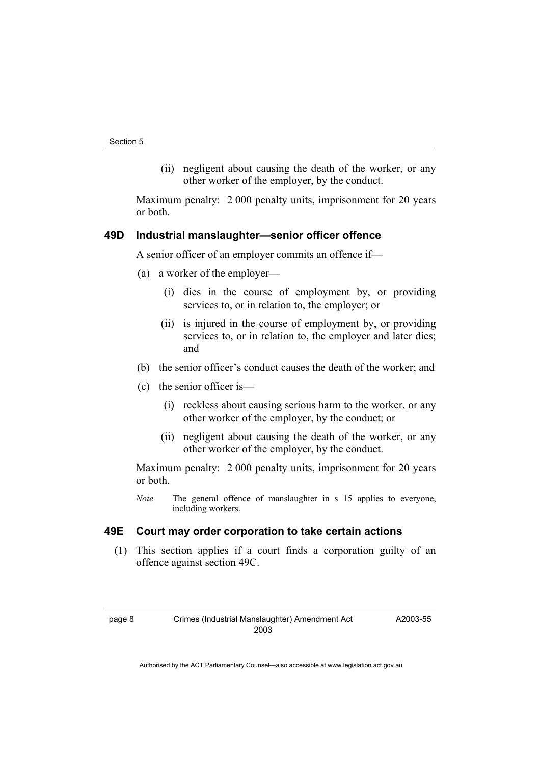(ii) negligent about causing the death of the worker, or any other worker of the employer, by the conduct.

Maximum penalty: 2 000 penalty units, imprisonment for 20 years or both.

### 49D Industrial manslaughter—senior officer offence

A senior officer of an employer commits an offence if—

(a) a worker of the employer—

(i) dies in the course of employment by, or providing services to, or in relation to, the employer; or

(ii) is injured in the course of employment by, or providing services to, or in relation to, the employer and later dies; and

(b) the senior officer's conduct causes the death of the worker; and

(c) the senior officer is—

(i) reckless about causing serious harm to the worker, or any other worker of the employer, by the conduct; or

(ii) negligent about causing the death of the worker, or any other worker of the employer, by the conduct.

Maximum penalty: 2 000 penalty units, imprisonment for 20 years or both.

*Note* The general offence of manslaughter in s 15 applies to everyone, including workers.

### 49E Court may order corporation to take certain actions

(1) This section applies if a court finds a corporation guilty of an offence against section 49C.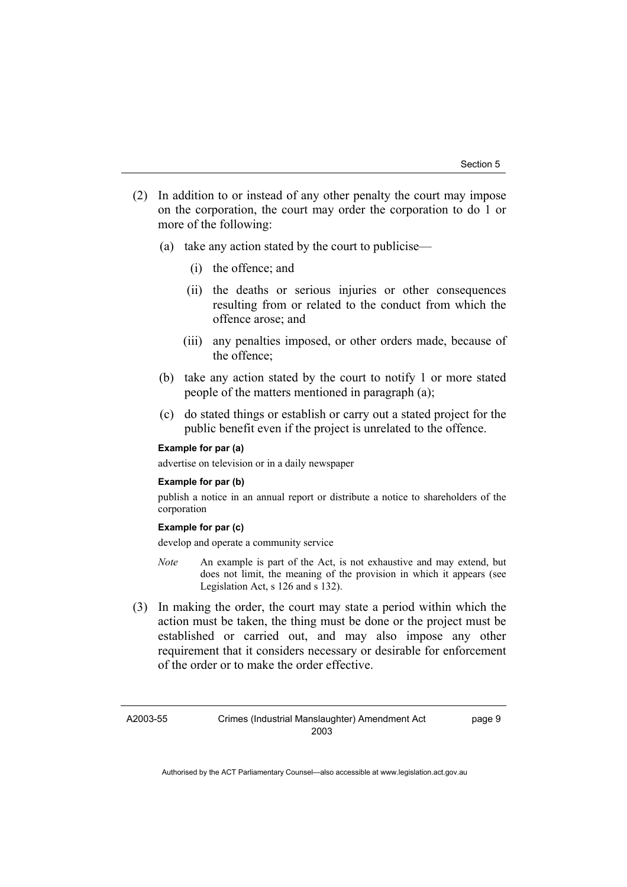(2) In addition to or instead of any other penalty the court may impose on the corporation, the court may order the corporation to do 1 or more of the following:

(a) take any action stated by the court to publicise—

(i) the offence; and

(ii) the deaths or serious injuries or other consequences resulting from or related to the conduct from which the offence arose; and

(iii) any penalties imposed, or other orders made, because of the offence;

(b) take any action stated by the court to notify 1 or more stated people of the matters mentioned in paragraph (a);

(c) do stated things or establish or carry out a stated project for the public benefit even if the project is unrelated to the offence.

**Example for par (a)**

advertise on television or in a daily newspaper

**Example for par (b)**

publish a notice in an annual report or distribute a notice to shareholders of the corporation

**Example for par (c)**

develop and operate a community service

*Note* An example is part of the Act, is not exhaustive and may extend, but does not limit, the meaning of the provision in which it appears (see Legislation Act, s 126 and s 132).

(3) In making the order, the court may state a period within which the action must be taken, the thing must be done or the project must be established or carried out, and may also impose any other requirement that it considers necessary or desirable for enforcement of the order or to make the order effective.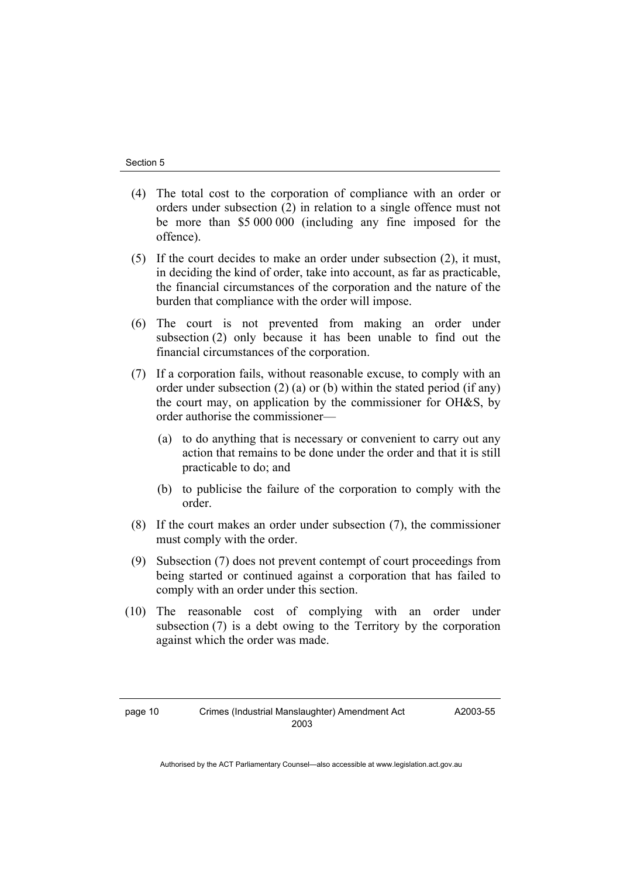(4) The total cost to the corporation of compliance with an order or orders under subsection (2) in relation to a single offence must not be more than $5 000 000 (including any fine imposed for the offence).

(5) If the court decides to make an order under subsection (2), it must, in deciding the kind of order, take into account, as far as practicable, the financial circumstances of the corporation and the nature of the burden that compliance with the order will impose.

(6) The court is not prevented from making an order under subsection (2) only because it has been unable to find out the financial circumstances of the corporation.

(7) If a corporation fails, without reasonable excuse, to comply with an order under subsection (2) (a) or (b) within the stated period (if any) the court may, on application by the commissioner for OH&S, by order authorise the commissioner—

  (a) to do anything that is necessary or convenient to carry out any action that remains to be done under the order and that it is still practicable to do; and

  (b) to publicise the failure of the corporation to comply with the order.

(8) If the court makes an order under subsection (7), the commissioner must comply with the order.

(9) Subsection (7) does not prevent contempt of court proceedings from being started or continued against a corporation that has failed to comply with an order under this section.

(10) The reasonable cost of complying with an order under subsection (7) is a debt owing to the Territory by the corporation against which the order was made.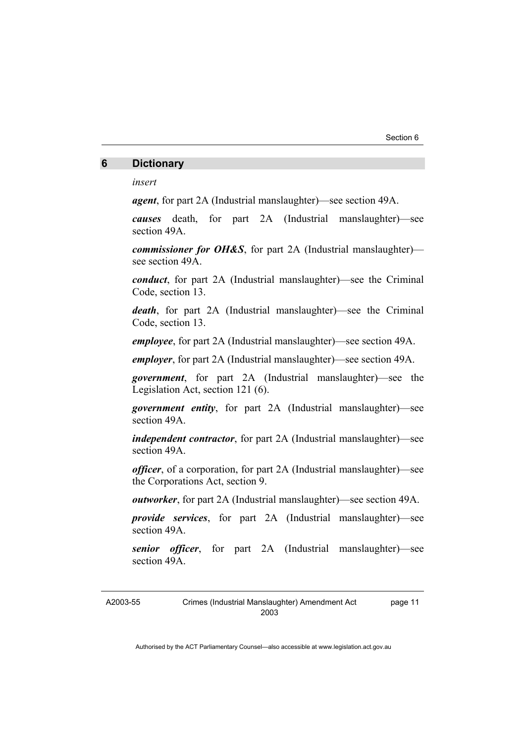## 6 Dictionary

*insert*

***agent***, for part 2A (Industrial manslaughter)—see section 49A.

***causes*** death, for part 2A (Industrial manslaughter)—see section 49A.

***commissioner for OH&S***, for part 2A (Industrial manslaughter)—see section 49A.

***conduct***, for part 2A (Industrial manslaughter)—see the Criminal Code, section 13.

***death***, for part 2A (Industrial manslaughter)—see the Criminal Code, section 13.

***employee***, for part 2A (Industrial manslaughter)—see section 49A.

***employer***, for part 2A (Industrial manslaughter)—see section 49A.

***government***, for part 2A (Industrial manslaughter)—see the Legislation Act, section 121 (6).

***government entity***, for part 2A (Industrial manslaughter)—see section 49A.

***independent contractor***, for part 2A (Industrial manslaughter)—see section 49A.

***officer***, of a corporation, for part 2A (Industrial manslaughter)—see the Corporations Act, section 9.

***outworker***, for part 2A (Industrial manslaughter)—see section 49A.

***provide services***, for part 2A (Industrial manslaughter)—see section 49A.

***senior officer***, for part 2A (Industrial manslaughter)—see section 49A.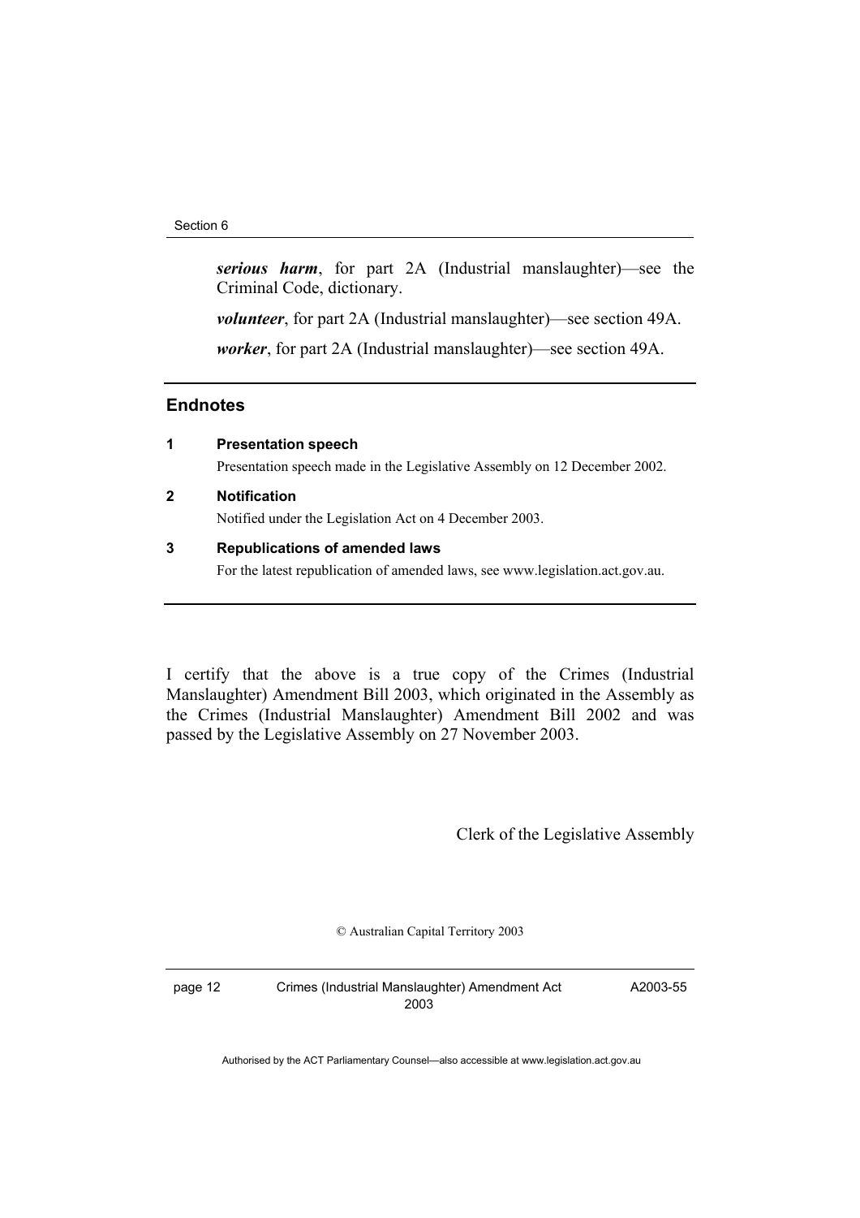***serious harm***, for part 2A (Industrial manslaughter)—see the Criminal Code, dictionary.

***volunteer***, for part 2A (Industrial manslaughter)—see section 49A.

***worker***, for part 2A (Industrial manslaughter)—see section 49A.

## Endnotes

**1 Presentation speech**

Presentation speech made in the Legislative Assembly on 12 December 2002.

**2 Notification**

Notified under the Legislation Act on 4 December 2003.

**3 Republications of amended laws**

For the latest republication of amended laws, see www.legislation.act.gov.au.

I certify that the above is a true copy of the Crimes (Industrial Manslaughter) Amendment Bill 2003, which originated in the Assembly as the Crimes (Industrial Manslaughter) Amendment Bill 2002 and was passed by the Legislative Assembly on 27 November 2003.

Clerk of the Legislative Assembly

© Australian Capital Territory 2003